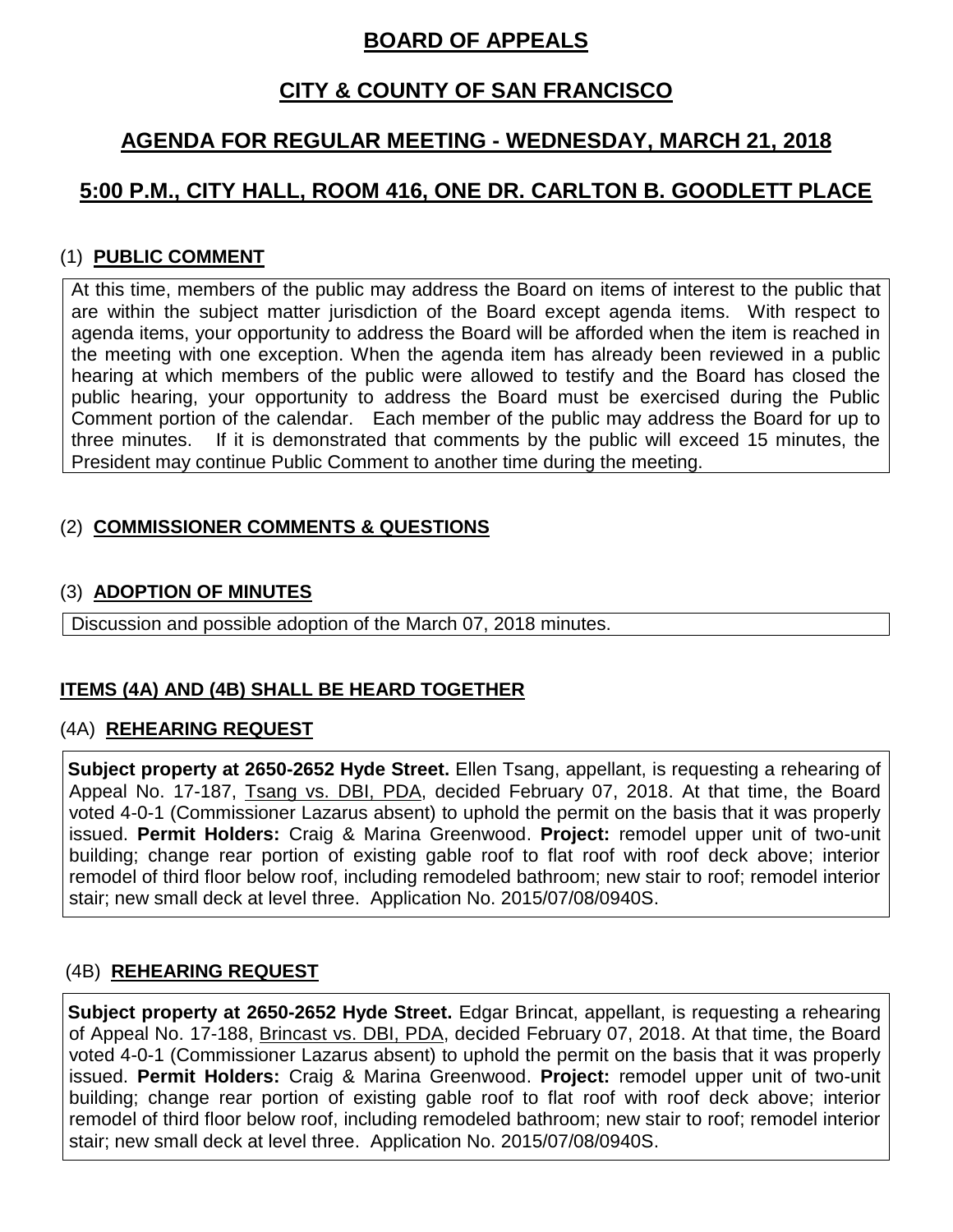# BOARD OF APPEALS

# CITY & COUNTY OF SAN FRANCISCO

## AGENDA FOR REGULAR MEETING - WEDNESDAY, MARCH 21, 2018

## 5:00 P.M., CITY HALL, ROOM 416, ONE DR. CARLTON B. GOODLETT PLACE

### (1) PUBLIC COMMENT

At this time, members of the public may address the Board on items of interest to the public that are within the subject matter jurisdiction of the Board except agenda items. With respect to agenda items, your opportunity to address the Board will be afforded when the item is reached in the meeting with one exception. When the agenda item has already been reviewed in a public hearing at which members of the public were allowed to testify and the Board has closed the public hearing, your opportunity to address the Board must be exercised during the Public Comment portion of the calendar. Each member of the public may address the Board for up to three minutes. If it is demonstrated that comments by the public will exceed 15 minutes, the President may continue Public Comment to another time during the meeting.

### (2) COMMISSIONER COMMENTS & QUESTIONS

### (3) ADOPTION OF MINUTES

Discussion and possible adoption of the March 07, 2018 minutes.

### ITEMS (4A) AND (4B) SHALL BE HEARD TOGETHER

### (4A) REHEARING REQUEST

**Subject property at 2650-2652 Hyde Street.** Ellen Tsang, appellant, is requesting a rehearing of Appeal No. 17-187, Tsang vs. DBI, PDA, decided February 07, 2018. At that time, the Board voted 4-0-1 (Commissioner Lazarus absent) to uphold the permit on the basis that it was properly issued. **Permit Holders:** Craig & Marina Greenwood. **Project:** remodel upper unit of two-unit building; change rear portion of existing gable roof to flat roof with roof deck above; interior remodel of third floor below roof, including remodeled bathroom; new stair to roof; remodel interior stair; new small deck at level three. Application No. 2015/07/08/0940S.

### (4B) REHEARING REQUEST

**Subject property at 2650-2652 Hyde Street.** Edgar Brincat, appellant, is requesting a rehearing of Appeal No. 17-188, Brincast vs. DBI, PDA, decided February 07, 2018. At that time, the Board voted 4-0-1 (Commissioner Lazarus absent) to uphold the permit on the basis that it was properly issued. **Permit Holders:** Craig & Marina Greenwood. **Project:** remodel upper unit of two-unit building; change rear portion of existing gable roof to flat roof with roof deck above; interior remodel of third floor below roof, including remodeled bathroom; new stair to roof; remodel interior stair; new small deck at level three. Application No. 2015/07/08/0940S.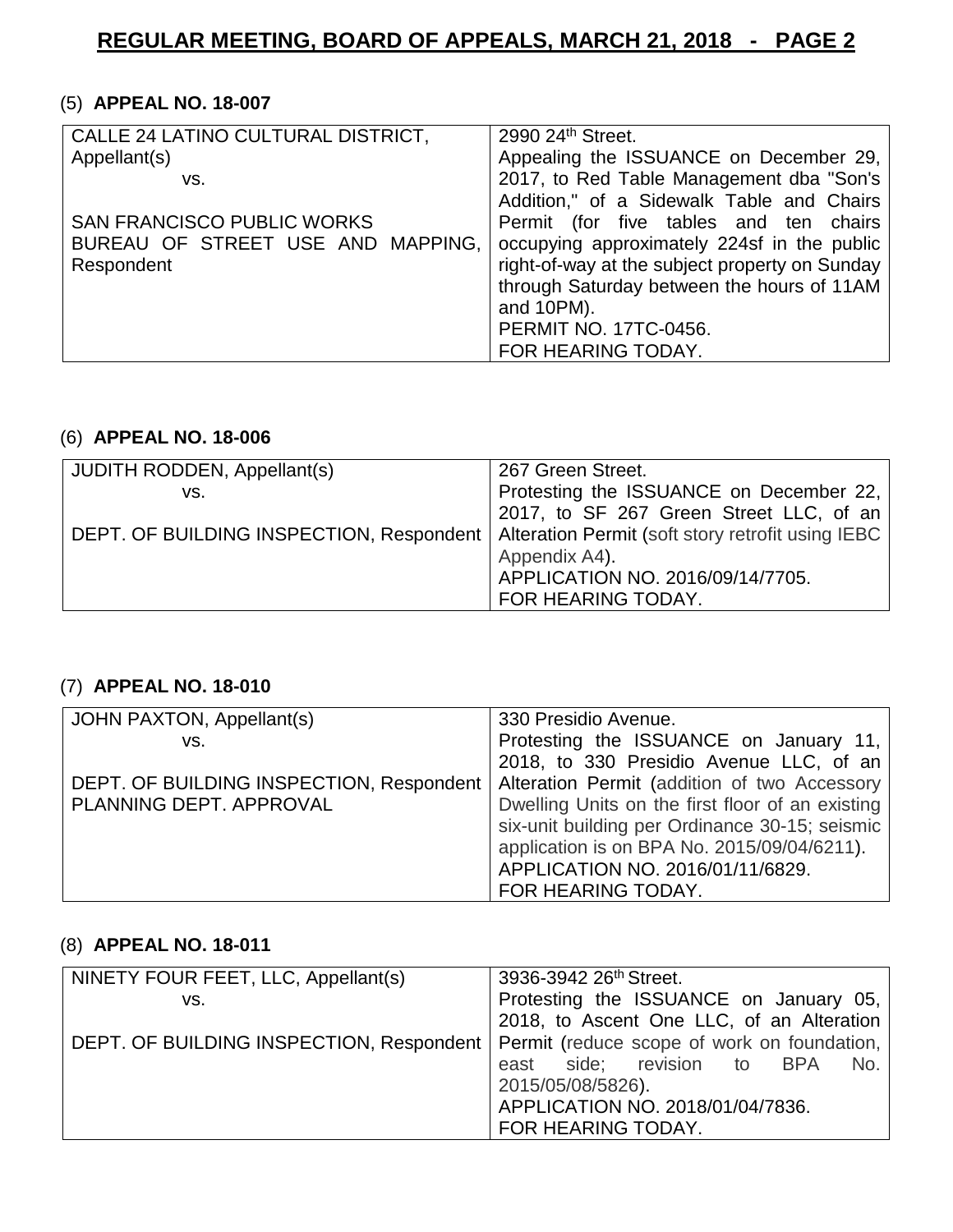## (5) **APPEAL NO. 18-007**

| | |
|---|---|
| CALLE 24 LATINO CULTURAL DISTRICT, Appellant(s)<br>vs.<br>SAN FRANCISCO PUBLIC WORKS BUREAU OF STREET USE AND MAPPING, Respondent | 2990 24th Street.<br>Appealing the ISSUANCE on December 29, 2017, to Red Table Management dba "Son's Addition," of a Sidewalk Table and Chairs Permit (for five tables and ten chairs occupying approximately 224sf in the public right-of-way at the subject property on Sunday through Saturday between the hours of 11AM and 10PM).<br>PERMIT NO. 17TC-0456.<br>FOR HEARING TODAY. |

## (6) **APPEAL NO. 18-006**

| | |
|---|---|
| JUDITH RODDEN, Appellant(s)<br>vs.<br>DEPT. OF BUILDING INSPECTION, Respondent | 267 Green Street.<br>Protesting the ISSUANCE on December 22, 2017, to SF 267 Green Street LLC, of an Alteration Permit (soft story retrofit using IEBC Appendix A4).<br>APPLICATION NO. 2016/09/14/7705.<br>FOR HEARING TODAY. |

## (7) **APPEAL NO. 18-010**

| | |
|---|---|
| JOHN PAXTON, Appellant(s)<br>vs.<br>DEPT. OF BUILDING INSPECTION, Respondent<br>PLANNING DEPT. APPROVAL | 330 Presidio Avenue.<br>Protesting the ISSUANCE on January 11, 2018, to 330 Presidio Avenue LLC, of an Alteration Permit (addition of two Accessory Dwelling Units on the first floor of an existing six-unit building per Ordinance 30-15; seismic application is on BPA No. 2015/09/04/6211).<br>APPLICATION NO. 2016/01/11/6829.<br>FOR HEARING TODAY. |

## (8) **APPEAL NO. 18-011**

| | |
|---|---|
| NINETY FOUR FEET, LLC, Appellant(s)<br>vs.<br>DEPT. OF BUILDING INSPECTION, Respondent | 3936-3942 26th Street.<br>Protesting the ISSUANCE on January 05, 2018, to Ascent One LLC, of an Alteration Permit (reduce scope of work on foundation, east side; revision to BPA No. 2015/05/08/5826).<br>APPLICATION NO. 2018/01/04/7836.<br>FOR HEARING TODAY. |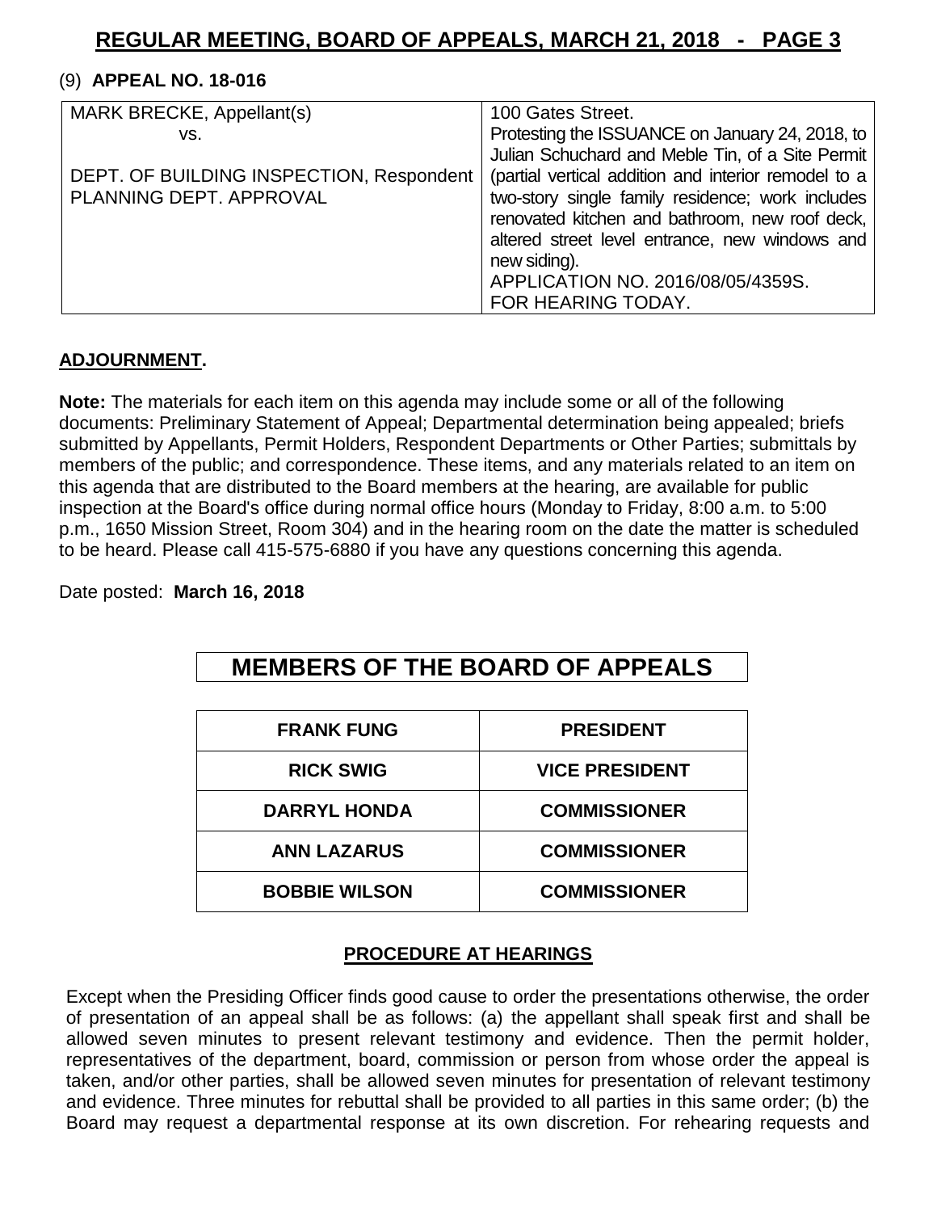(9) **APPEAL NO. 18-016**

| | |
|---|---|
| MARK BRECKE, Appellant(s)<br>vs.<br><br>DEPT. OF BUILDING INSPECTION, Respondent<br>PLANNING DEPT. APPROVAL | 100 Gates Street.<br>Protesting the ISSUANCE on January 24, 2018, to Julian Schuchard and Meble Tin, of a Site Permit (partial vertical addition and interior remodel to a two-story single family residence; work includes renovated kitchen and bathroom, new roof deck, altered street level entrance, new windows and new siding).<br>APPLICATION NO. 2016/08/05/4359S.<br>FOR HEARING TODAY. |

**ADJOURNMENT.**

**Note:** The materials for each item on this agenda may include some or all of the following documents: Preliminary Statement of Appeal; Departmental determination being appealed; briefs submitted by Appellants, Permit Holders, Respondent Departments or Other Parties; submittals by members of the public; and correspondence. These items, and any materials related to an item on this agenda that are distributed to the Board members at the hearing, are available for public inspection at the Board's office during normal office hours (Monday to Friday, 8:00 a.m. to 5:00 p.m., 1650 Mission Street, Room 304) and in the hearing room on the date the matter is scheduled to be heard. Please call 415-575-6880 if you have any questions concerning this agenda.

Date posted: **March 16, 2018**

## MEMBERS OF THE BOARD OF APPEALS

| | |
|---|---|
| **FRANK FUNG** | **PRESIDENT** |
| **RICK SWIG** | **VICE PRESIDENT** |
| **DARRYL HONDA** | **COMMISSIONER** |
| **ANN LAZARUS** | **COMMISSIONER** |
| **BOBBIE WILSON** | **COMMISSIONER** |

**PROCEDURE AT HEARINGS**

Except when the Presiding Officer finds good cause to order the presentations otherwise, the order of presentation of an appeal shall be as follows: (a) the appellant shall speak first and shall be allowed seven minutes to present relevant testimony and evidence. Then the permit holder, representatives of the department, board, commission or person from whose order the appeal is taken, and/or other parties, shall be allowed seven minutes for presentation of relevant testimony and evidence. Three minutes for rebuttal shall be provided to all parties in this same order; (b) the Board may request a departmental response at its own discretion. For rehearing requests and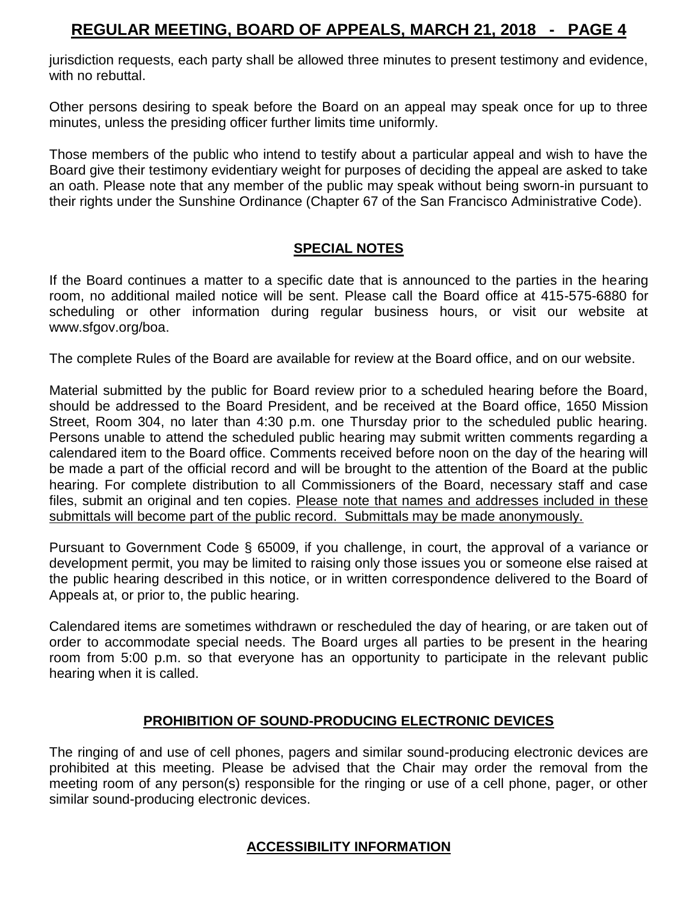jurisdiction requests, each party shall be allowed three minutes to present testimony and evidence, with no rebuttal.

Other persons desiring to speak before the Board on an appeal may speak once for up to three minutes, unless the presiding officer further limits time uniformly.

Those members of the public who intend to testify about a particular appeal and wish to have the Board give their testimony evidentiary weight for purposes of deciding the appeal are asked to take an oath. Please note that any member of the public may speak without being sworn-in pursuant to their rights under the Sunshine Ordinance (Chapter 67 of the San Francisco Administrative Code).

## SPECIAL NOTES

If the Board continues a matter to a specific date that is announced to the parties in the hearing room, no additional mailed notice will be sent. Please call the Board office at 415-575-6880 for scheduling or other information during regular business hours, or visit our website at www.sfgov.org/boa.

The complete Rules of the Board are available for review at the Board office, and on our website.

Material submitted by the public for Board review prior to a scheduled hearing before the Board, should be addressed to the Board President, and be received at the Board office, 1650 Mission Street, Room 304, no later than 4:30 p.m. one Thursday prior to the scheduled public hearing. Persons unable to attend the scheduled public hearing may submit written comments regarding a calendared item to the Board office. Comments received before noon on the day of the hearing will be made a part of the official record and will be brought to the attention of the Board at the public hearing. For complete distribution to all Commissioners of the Board, necessary staff and case files, submit an original and ten copies. Please note that names and addresses included in these submittals will become part of the public record. Submittals may be made anonymously.

Pursuant to Government Code § 65009, if you challenge, in court, the approval of a variance or development permit, you may be limited to raising only those issues you or someone else raised at the public hearing described in this notice, or in written correspondence delivered to the Board of Appeals at, or prior to, the public hearing.

Calendared items are sometimes withdrawn or rescheduled the day of hearing, or are taken out of order to accommodate special needs. The Board urges all parties to be present in the hearing room from 5:00 p.m. so that everyone has an opportunity to participate in the relevant public hearing when it is called.

## PROHIBITION OF SOUND-PRODUCING ELECTRONIC DEVICES

The ringing of and use of cell phones, pagers and similar sound-producing electronic devices are prohibited at this meeting. Please be advised that the Chair may order the removal from the meeting room of any person(s) responsible for the ringing or use of a cell phone, pager, or other similar sound-producing electronic devices.

## ACCESSIBILITY INFORMATION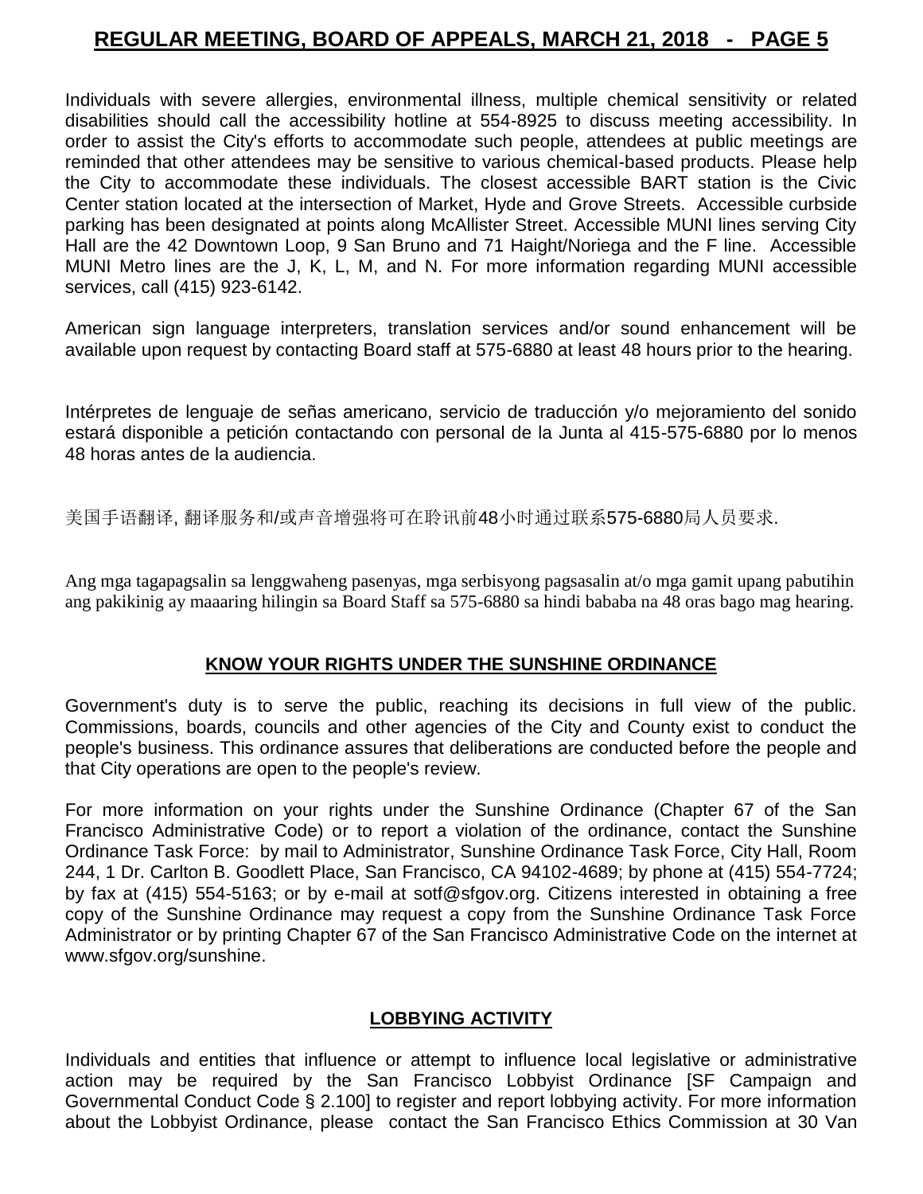Individuals with severe allergies, environmental illness, multiple chemical sensitivity or related disabilities should call the accessibility hotline at 554-8925 to discuss meeting accessibility. In order to assist the City's efforts to accommodate such people, attendees at public meetings are reminded that other attendees may be sensitive to various chemical-based products. Please help the City to accommodate these individuals. The closest accessible BART station is the Civic Center station located at the intersection of Market, Hyde and Grove Streets. Accessible curbside parking has been designated at points along McAllister Street. Accessible MUNI lines serving City Hall are the 42 Downtown Loop, 9 San Bruno and 71 Haight/Noriega and the F line. Accessible MUNI Metro lines are the J, K, L, M, and N. For more information regarding MUNI accessible services, call (415) 923-6142.

American sign language interpreters, translation services and/or sound enhancement will be available upon request by contacting Board staff at 575-6880 at least 48 hours prior to the hearing.

Intérpretes de lenguaje de señas americano, servicio de traducción y/o mejoramiento del sonido estará disponible a petición contactando con personal de la Junta al 415-575-6880 por lo menos 48 horas antes de la audiencia.

美国手语翻译, 翻译服务和/或声音增强将可在聆讯前48小时通过联系575-6880局人员要求.

Ang mga tagapagsalin sa lenggwaheng pasenyas, mga serbisyong pagsasalin at/o mga gamit upang pabutihin ang pakikinig ay maaaring hilingin sa Board Staff sa 575-6880 sa hindi bababa na 48 oras bago mag hearing.

## KNOW YOUR RIGHTS UNDER THE SUNSHINE ORDINANCE

Government's duty is to serve the public, reaching its decisions in full view of the public. Commissions, boards, councils and other agencies of the City and County exist to conduct the people's business. This ordinance assures that deliberations are conducted before the people and that City operations are open to the people's review.

For more information on your rights under the Sunshine Ordinance (Chapter 67 of the San Francisco Administrative Code) or to report a violation of the ordinance, contact the Sunshine Ordinance Task Force: by mail to Administrator, Sunshine Ordinance Task Force, City Hall, Room 244, 1 Dr. Carlton B. Goodlett Place, San Francisco, CA 94102-4689; by phone at (415) 554-7724; by fax at (415) 554-5163; or by e-mail at sotf@sfgov.org. Citizens interested in obtaining a free copy of the Sunshine Ordinance may request a copy from the Sunshine Ordinance Task Force Administrator or by printing Chapter 67 of the San Francisco Administrative Code on the internet at www.sfgov.org/sunshine.

## LOBBYING ACTIVITY

Individuals and entities that influence or attempt to influence local legislative or administrative action may be required by the San Francisco Lobbyist Ordinance [SF Campaign and Governmental Conduct Code § 2.100] to register and report lobbying activity. For more information about the Lobbyist Ordinance, please contact the San Francisco Ethics Commission at 30 Van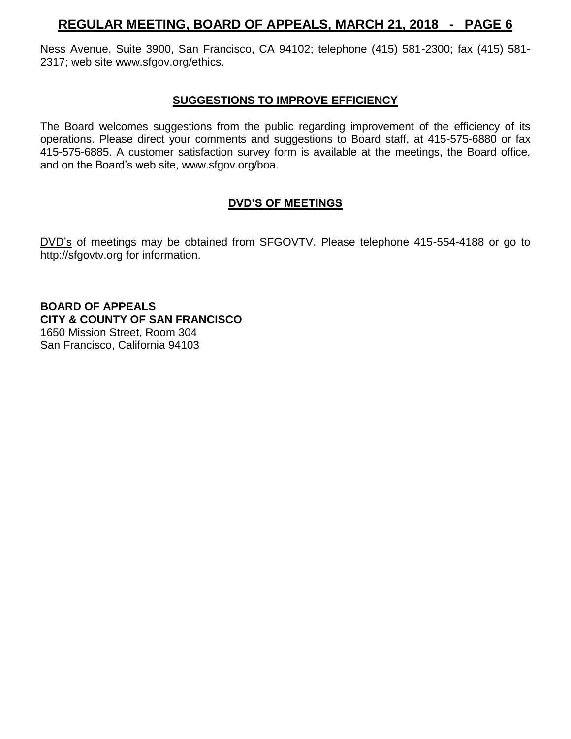Ness Avenue, Suite 3900, San Francisco, CA 94102; telephone (415) 581-2300; fax (415) 581-2317; web site www.sfgov.org/ethics.

## SUGGESTIONS TO IMPROVE EFFICIENCY

The Board welcomes suggestions from the public regarding improvement of the efficiency of its operations. Please direct your comments and suggestions to Board staff, at 415-575-6880 or fax 415-575-6885. A customer satisfaction survey form is available at the meetings, the Board office, and on the Board's web site, www.sfgov.org/boa.

## DVD'S OF MEETINGS

DVD's of meetings may be obtained from SFGOVTV. Please telephone 415-554-4188 or go to http://sfgovtv.org for information.

**BOARD OF APPEALS**
**CITY & COUNTY OF SAN FRANCISCO**
1650 Mission Street, Room 304
San Francisco, California 94103